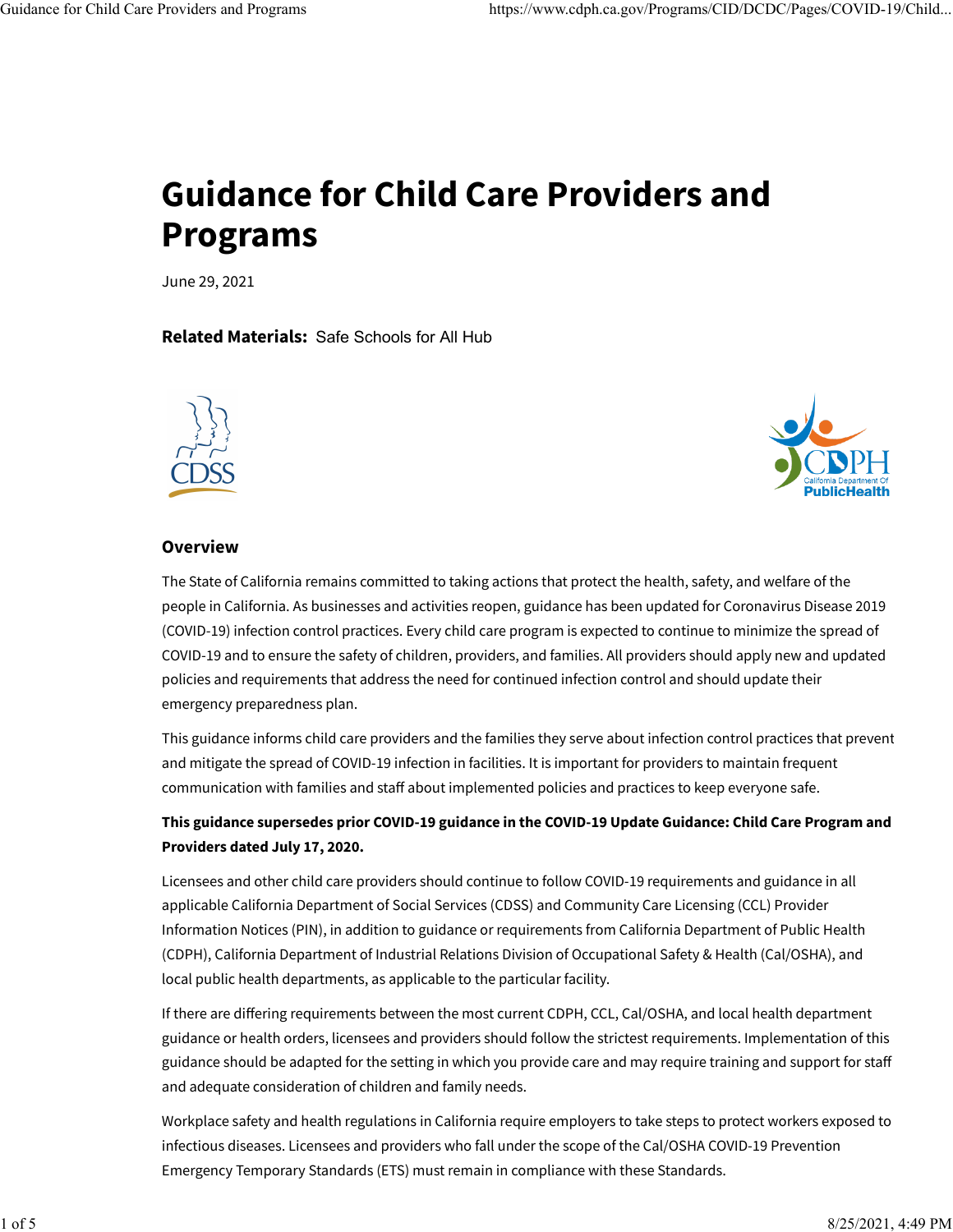# Guidance for Child Care Providers and Programs

June 29, 2021

**Related Materials:** Safe Schools for All Hub

## Overview

The State of California remains committed to taking actions that protect the health, safety, and welfare of the people in California. As businesses and activities reopen, guidance has been updated for Coronavirus Disease 2019 (COVID-19) infection control practices. Every child care program is expected to continue to minimize the spread of COVID-19 and to ensure the safety of children, providers, and families. All providers should apply new and updated policies and requirements that address the need for continued infection control and should update their emergency preparedness plan.

This guidance informs child care providers and the families they serve about infection control practices that prevent and mitigate the spread of COVID-19 infection in facilities. It is important for providers to maintain frequent communication with families and staff about implemented policies and practices to keep everyone safe.

**This guidance supersedes prior COVID-19 guidance in the COVID-19 Update Guidance: Child Care Program and Providers dated July 17, 2020.**

Licensees and other child care providers should continue to follow COVID-19 requirements and guidance in all applicable California Department of Social Services (CDSS) and Community Care Licensing (CCL) Provider Information Notices (PIN), in addition to guidance or requirements from California Department of Public Health (CDPH), California Department of Industrial Relations Division of Occupational Safety & Health (Cal/OSHA), and local public health departments, as applicable to the particular facility.

If there are differing requirements between the most current CDPH, CCL, Cal/OSHA, and local health department guidance or health orders, licensees and providers should follow the strictest requirements. Implementation of this guidance should be adapted for the setting in which you provide care and may require training and support for staff and adequate consideration of children and family needs.

Workplace safety and health regulations in California require employers to take steps to protect workers exposed to infectious diseases. Licensees and providers who fall under the scope of the Cal/OSHA COVID-19 Prevention Emergency Temporary Standards (ETS) must remain in compliance with these Standards.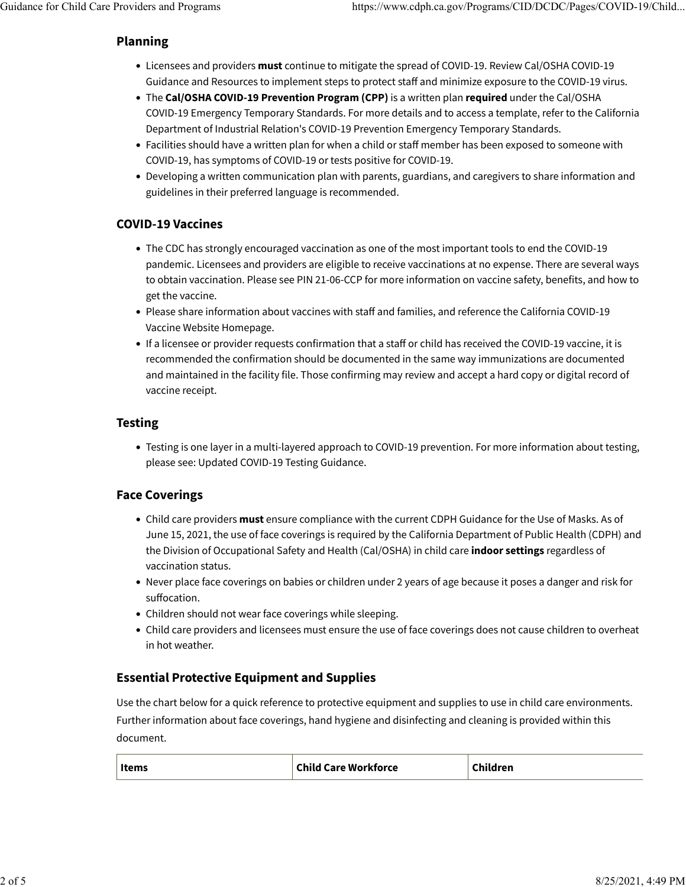## Planning

- Licensees and providers **must** continue to mitigate the spread of COVID-19. Review Cal/OSHA COVID-19 Guidance and Resources to implement steps to protect staff and minimize exposure to the COVID-19 virus.
- The **Cal/OSHA COVID-19 Prevention Program (CPP)** is a written plan **required** under the Cal/OSHA COVID-19 Emergency Temporary Standards. For more details and to access a template, refer to the California Department of Industrial Relation's COVID-19 Prevention Emergency Temporary Standards.
- Facilities should have a written plan for when a child or staff member has been exposed to someone with COVID-19, has symptoms of COVID-19 or tests positive for COVID-19.
- Developing a written communication plan with parents, guardians, and caregivers to share information and guidelines in their preferred language is recommended.

## COVID-19 Vaccines

- The CDC has strongly encouraged vaccination as one of the most important tools to end the COVID-19 pandemic. Licensees and providers are eligible to receive vaccinations at no expense. There are several ways to obtain vaccination. Please see PIN 21-06-CCP for more information on vaccine safety, benefits, and how to get the vaccine.
- Please share information about vaccines with staff and families, and reference the California COVID-19 Vaccine Website Homepage.
- If a licensee or provider requests confirmation that a staff or child has received the COVID-19 vaccine, it is recommended the confirmation should be documented in the same way immunizations are documented and maintained in the facility file. Those confirming may review and accept a hard copy or digital record of vaccine receipt.

## Testing

- Testing is one layer in a multi-layered approach to COVID-19 prevention. For more information about testing, please see: Updated COVID-19 Testing Guidance.

## Face Coverings

- Child care providers **must** ensure compliance with the current CDPH Guidance for the Use of Masks. As of June 15, 2021, the use of face coverings is required by the California Department of Public Health (CDPH) and the Division of Occupational Safety and Health (Cal/OSHA) in child care **indoor settings** regardless of vaccination status.
- Never place face coverings on babies or children under 2 years of age because it poses a danger and risk for suffocation.
- Children should not wear face coverings while sleeping.
- Child care providers and licensees must ensure the use of face coverings does not cause children to overheat in hot weather.

## Essential Protective Equipment and Supplies

Use the chart below for a quick reference to protective equipment and supplies to use in child care environments. Further information about face coverings, hand hygiene and disinfecting and cleaning is provided within this document.

| Items | Child Care Workforce | Children |
|---|---|---|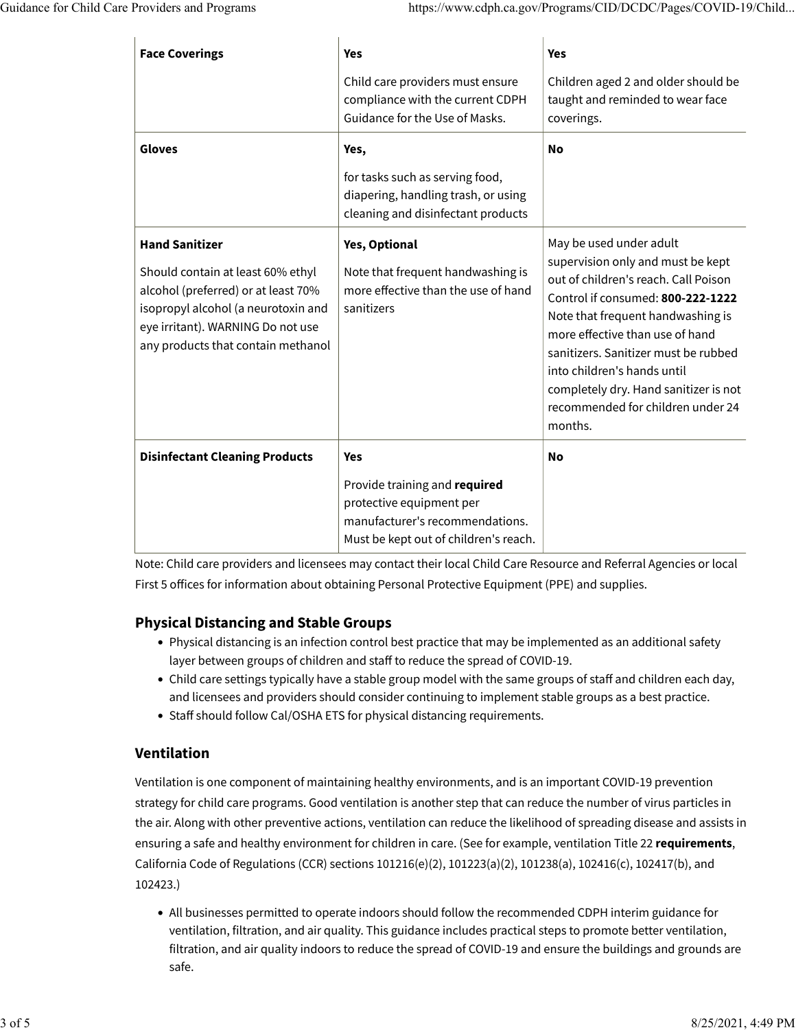| | | |
|---|---|---|
| **Face Coverings** | **Yes**<br><br>Child care providers must ensure compliance with the current CDPH Guidance for the Use of Masks. | **Yes**<br><br>Children aged 2 and older should be taught and reminded to wear face coverings. |
| **Gloves** | **Yes,**<br><br>for tasks such as serving food, diapering, handling trash, or using cleaning and disinfectant products | **No** |
| **Hand Sanitizer**<br><br>Should contain at least 60% ethyl alcohol (preferred) or at least 70% isopropyl alcohol (a neurotoxin and eye irritant). WARNING Do not use any products that contain methanol | **Yes, Optional**<br><br>Note that frequent handwashing is more effective than the use of hand sanitizers | May be used under adult supervision only and must be kept out of children's reach. Call Poison Control if consumed: **800-222-1222** Note that frequent handwashing is more effective than use of hand sanitizers. Sanitizer must be rubbed into children's hands until completely dry. Hand sanitizer is not recommended for children under 24 months. |
| **Disinfectant Cleaning Products** | **Yes**<br><br>Provide training and **required** protective equipment per manufacturer's recommendations. Must be kept out of children's reach. | **No** |

Note: Child care providers and licensees may contact their local Child Care Resource and Referral Agencies or local First 5 offices for information about obtaining Personal Protective Equipment (PPE) and supplies.

### Physical Distancing and Stable Groups

- Physical distancing is an infection control best practice that may be implemented as an additional safety layer between groups of children and staff to reduce the spread of COVID-19.
- Child care settings typically have a stable group model with the same groups of staff and children each day, and licensees and providers should consider continuing to implement stable groups as a best practice.
- Staff should follow Cal/OSHA ETS for physical distancing requirements.

### Ventilation

Ventilation is one component of maintaining healthy environments, and is an important COVID-19 prevention strategy for child care programs. Good ventilation is another step that can reduce the number of virus particles in the air. Along with other preventive actions, ventilation can reduce the likelihood of spreading disease and assists in ensuring a safe and healthy environment for children in care. (See for example, ventilation Title 22 **requirements**, California Code of Regulations (CCR) sections 101216(e)(2), 101223(a)(2), 101238(a), 102416(c), 102417(b), and 102423.)

- All businesses permitted to operate indoors should follow the recommended CDPH interim guidance for ventilation, filtration, and air quality. This guidance includes practical steps to promote better ventilation, filtration, and air quality indoors to reduce the spread of COVID-19 and ensure the buildings and grounds are safe.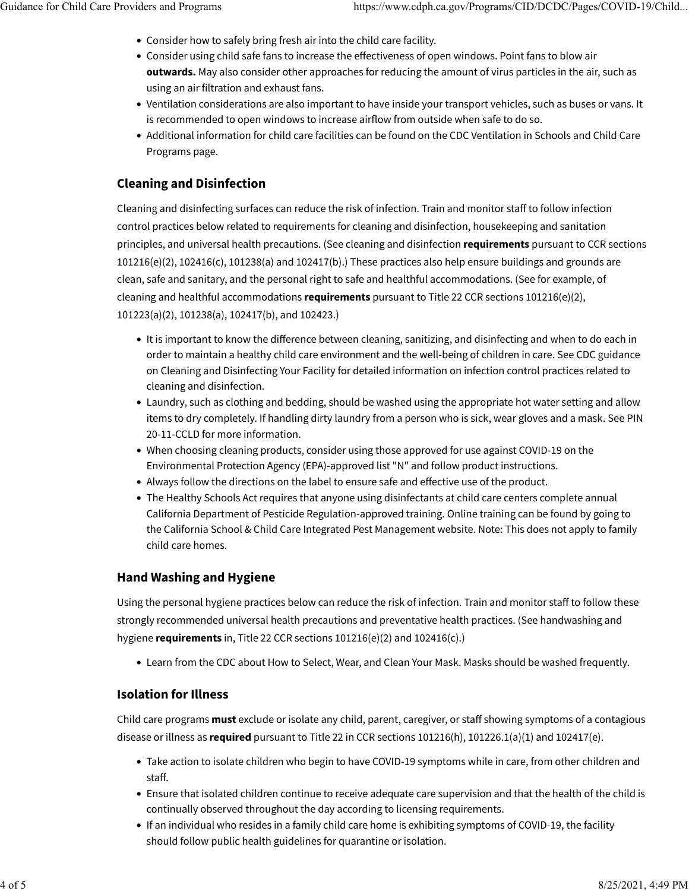- Consider how to safely bring fresh air into the child care facility.
- Consider using child safe fans to increase the effectiveness of open windows. Point fans to blow air **outwards.** May also consider other approaches for reducing the amount of virus particles in the air, such as using an air filtration and exhaust fans.
- Ventilation considerations are also important to have inside your transport vehicles, such as buses or vans. It is recommended to open windows to increase airflow from outside when safe to do so.
- Additional information for child care facilities can be found on the CDC Ventilation in Schools and Child Care Programs page.

### Cleaning and Disinfection

Cleaning and disinfecting surfaces can reduce the risk of infection. Train and monitor staff to follow infection control practices below related to requirements for cleaning and disinfection, housekeeping and sanitation principles, and universal health precautions. (See cleaning and disinfection **requirements** pursuant to CCR sections 101216(e)(2), 102416(c), 101238(a) and 102417(b).) These practices also help ensure buildings and grounds are clean, safe and sanitary, and the personal right to safe and healthful accommodations. (See for example, of cleaning and healthful accommodations **requirements** pursuant to Title 22 CCR sections 101216(e)(2), 101223(a)(2), 101238(a), 102417(b), and 102423.)

- It is important to know the difference between cleaning, sanitizing, and disinfecting and when to do each in order to maintain a healthy child care environment and the well-being of children in care. See CDC guidance on Cleaning and Disinfecting Your Facility for detailed information on infection control practices related to cleaning and disinfection.
- Laundry, such as clothing and bedding, should be washed using the appropriate hot water setting and allow items to dry completely. If handling dirty laundry from a person who is sick, wear gloves and a mask. See PIN 20-11-CCLD for more information.
- When choosing cleaning products, consider using those approved for use against COVID-19 on the Environmental Protection Agency (EPA)-approved list "N" and follow product instructions.
- Always follow the directions on the label to ensure safe and effective use of the product.
- The Healthy Schools Act requires that anyone using disinfectants at child care centers complete annual California Department of Pesticide Regulation-approved training. Online training can be found by going to the California School & Child Care Integrated Pest Management website. Note: This does not apply to family child care homes.

### Hand Washing and Hygiene

Using the personal hygiene practices below can reduce the risk of infection. Train and monitor staff to follow these strongly recommended universal health precautions and preventative health practices. (See handwashing and hygiene **requirements** in, Title 22 CCR sections 101216(e)(2) and 102416(c).)

- Learn from the CDC about How to Select, Wear, and Clean Your Mask. Masks should be washed frequently.

### Isolation for Illness

Child care programs **must** exclude or isolate any child, parent, caregiver, or staff showing symptoms of a contagious disease or illness as **required** pursuant to Title 22 in CCR sections 101216(h), 101226.1(a)(1) and 102417(e).

- Take action to isolate children who begin to have COVID-19 symptoms while in care, from other children and staff.
- Ensure that isolated children continue to receive adequate care supervision and that the health of the child is continually observed throughout the day according to licensing requirements.
- If an individual who resides in a family child care home is exhibiting symptoms of COVID-19, the facility should follow public health guidelines for quarantine or isolation.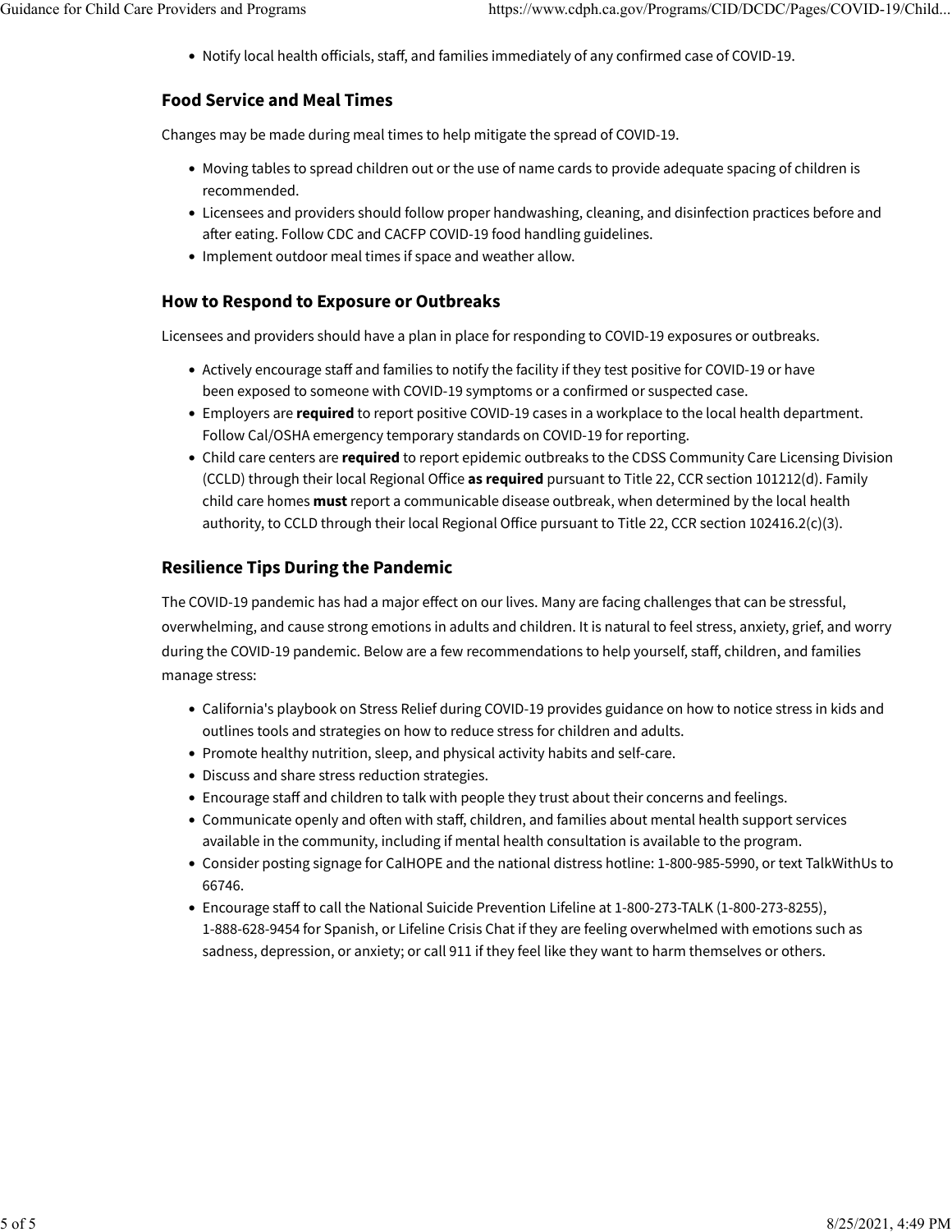- Notify local health officials, staff, and families immediately of any confirmed case of COVID-19.

### Food Service and Meal Times

Changes may be made during meal times to help mitigate the spread of COVID-19.

- Moving tables to spread children out or the use of name cards to provide adequate spacing of children is recommended.
- Licensees and providers should follow proper handwashing, cleaning, and disinfection practices before and after eating. Follow CDC and CACFP COVID-19 food handling guidelines.
- Implement outdoor meal times if space and weather allow.

### How to Respond to Exposure or Outbreaks

Licensees and providers should have a plan in place for responding to COVID-19 exposures or outbreaks.

- Actively encourage staff and families to notify the facility if they test positive for COVID-19 or have been exposed to someone with COVID-19 symptoms or a confirmed or suspected case.
- Employers are **required** to report positive COVID-19 cases in a workplace to the local health department. Follow Cal/OSHA emergency temporary standards on COVID-19 for reporting.
- Child care centers are **required** to report epidemic outbreaks to the CDSS Community Care Licensing Division (CCLD) through their local Regional Office **as required** pursuant to Title 22, CCR section 101212(d). Family child care homes **must** report a communicable disease outbreak, when determined by the local health authority, to CCLD through their local Regional Office pursuant to Title 22, CCR section 102416.2(c)(3).

### Resilience Tips During the Pandemic

The COVID-19 pandemic has had a major effect on our lives. Many are facing challenges that can be stressful, overwhelming, and cause strong emotions in adults and children. It is natural to feel stress, anxiety, grief, and worry during the COVID-19 pandemic. Below are a few recommendations to help yourself, staff, children, and families manage stress:

- California's playbook on Stress Relief during COVID-19 provides guidance on how to notice stress in kids and outlines tools and strategies on how to reduce stress for children and adults.
- Promote healthy nutrition, sleep, and physical activity habits and self-care.
- Discuss and share stress reduction strategies.
- Encourage staff and children to talk with people they trust about their concerns and feelings.
- Communicate openly and often with staff, children, and families about mental health support services available in the community, including if mental health consultation is available to the program.
- Consider posting signage for CalHOPE and the national distress hotline: 1-800-985-5990, or text TalkWithUs to 66746.
- Encourage staff to call the National Suicide Prevention Lifeline at 1-800-273-TALK (1-800-273-8255), 1-888-628-9454 for Spanish, or Lifeline Crisis Chat if they are feeling overwhelmed with emotions such as sadness, depression, or anxiety; or call 911 if they feel like they want to harm themselves or others.